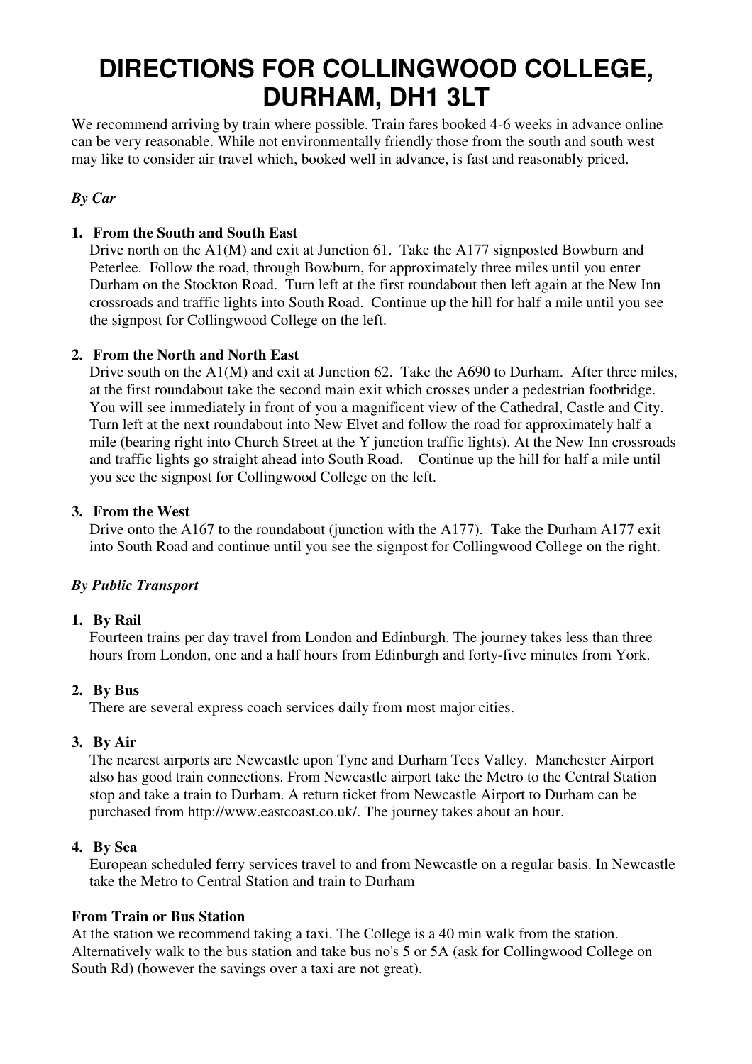# DIRECTIONS FOR COLLINGWOOD COLLEGE, DURHAM, DH1 3LT

We recommend arriving by train where possible. Train fares booked 4-6 weeks in advance online can be very reasonable. While not environmentally friendly those from the south and south west may like to consider air travel which, booked well in advance, is fast and reasonably priced.

***By Car***

1. **From the South and South East**
   Drive north on the A1(M) and exit at Junction 61. Take the A177 signposted Bowburn and Peterlee. Follow the road, through Bowburn, for approximately three miles until you enter Durham on the Stockton Road. Turn left at the first roundabout then left again at the New Inn crossroads and traffic lights into South Road. Continue up the hill for half a mile until you see the signpost for Collingwood College on the left.

2. **From the North and North East**
   Drive south on the A1(M) and exit at Junction 62. Take the A690 to Durham. After three miles, at the first roundabout take the second main exit which crosses under a pedestrian footbridge. You will see immediately in front of you a magnificent view of the Cathedral, Castle and City. Turn left at the next roundabout into New Elvet and follow the road for approximately half a mile (bearing right into Church Street at the Y junction traffic lights). At the New Inn crossroads and traffic lights go straight ahead into South Road. Continue up the hill for half a mile until you see the signpost for Collingwood College on the left.

3. **From the West**
   Drive onto the A167 to the roundabout (junction with the A177). Take the Durham A177 exit into South Road and continue until you see the signpost for Collingwood College on the right.

***By Public Transport***

1. **By Rail**
   Fourteen trains per day travel from London and Edinburgh. The journey takes less than three hours from London, one and a half hours from Edinburgh and forty-five minutes from York.

2. **By Bus**
   There are several express coach services daily from most major cities.

3. **By Air**
   The nearest airports are Newcastle upon Tyne and Durham Tees Valley. Manchester Airport also has good train connections. From Newcastle airport take the Metro to the Central Station stop and take a train to Durham. A return ticket from Newcastle Airport to Durham can be purchased from http://www.eastcoast.co.uk/. The journey takes about an hour.

4. **By Sea**
   European scheduled ferry services travel to and from Newcastle on a regular basis. In Newcastle take the Metro to Central Station and train to Durham

**From Train or Bus Station**

At the station we recommend taking a taxi. The College is a 40 min walk from the station. Alternatively walk to the bus station and take bus no's 5 or 5A (ask for Collingwood College on South Rd) (however the savings over a taxi are not great).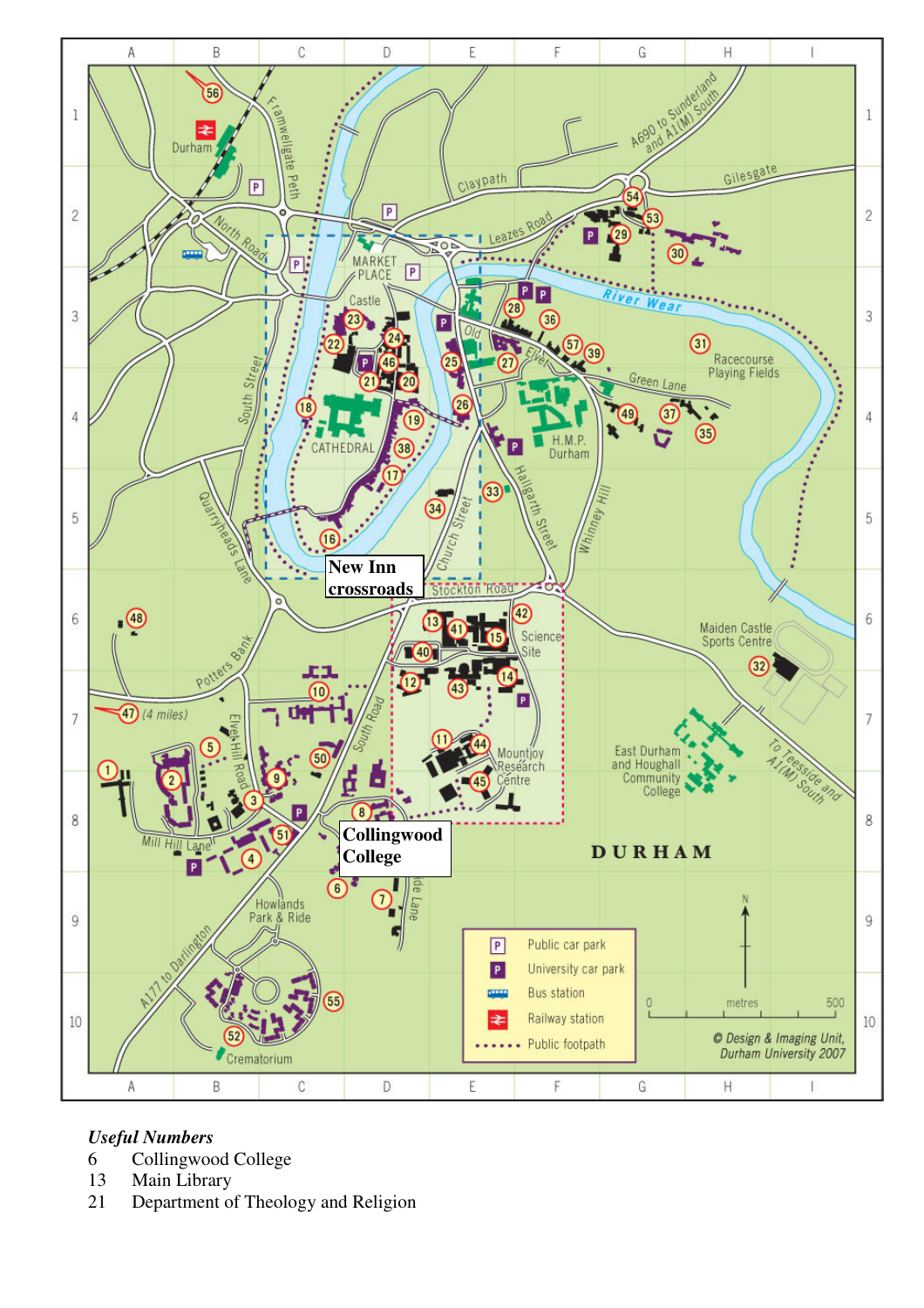*Useful Numbers*

6 Collingwood College
13 Main Library
21 Department of Theology and Religion